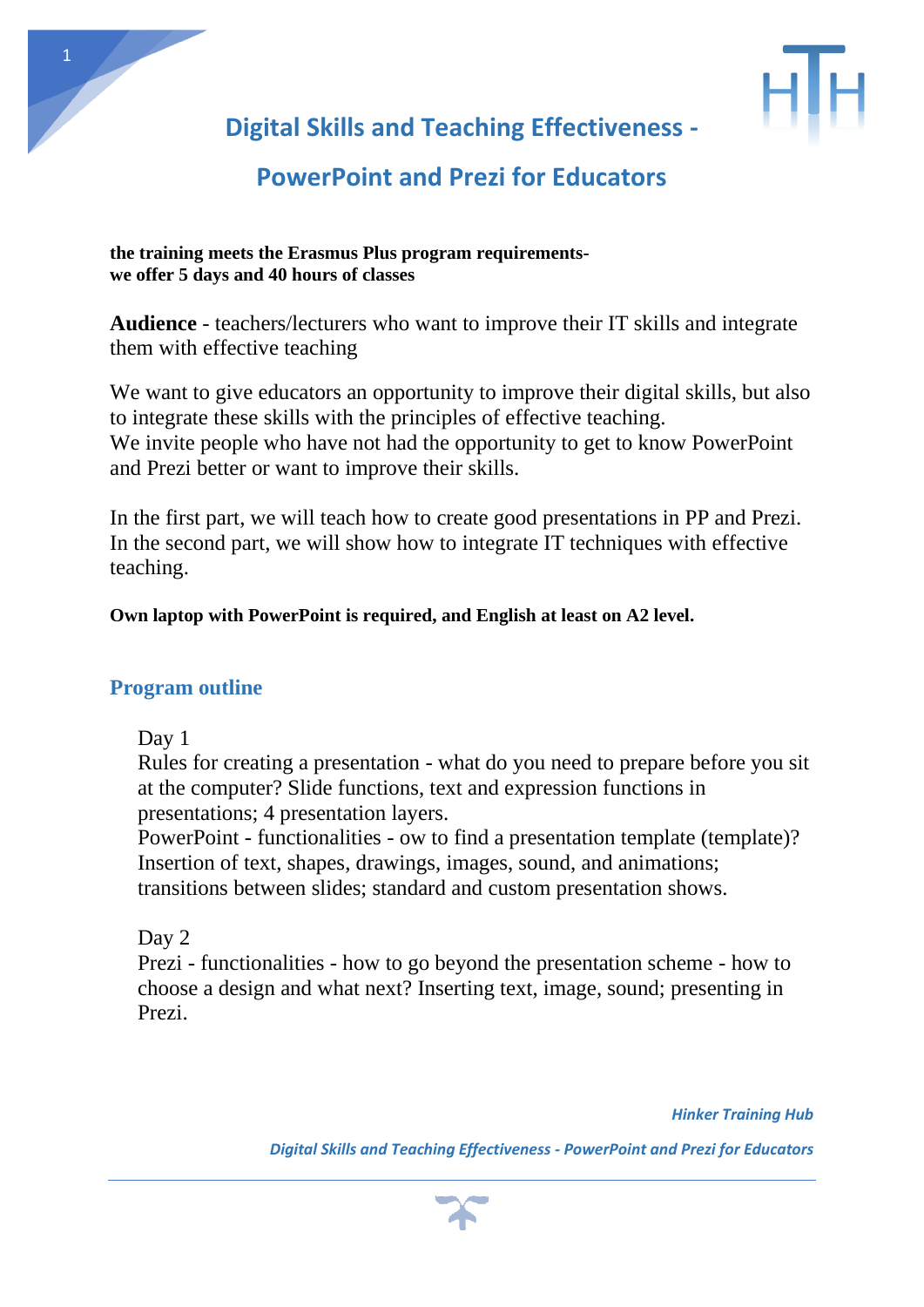# Digital Skills and Teaching Effectiveness - PowerPoint and Prezi for Educators

**the training meets the Erasmus Plus program requirements-**
**we offer 5 days and 40 hours of classes**

**Audience** - teachers/lecturers who want to improve their IT skills and integrate them with effective teaching

We want to give educators an opportunity to improve their digital skills, but also to integrate these skills with the principles of effective teaching.
We invite people who have not had the opportunity to get to know PowerPoint and Prezi better or want to improve their skills.

In the first part, we will teach how to create good presentations in PP and Prezi. In the second part, we will show how to integrate IT techniques with effective teaching.

**Own laptop with PowerPoint is required, and English at least on A2 level.**

## Program outline

Day 1
Rules for creating a presentation - what do you need to prepare before you sit at the computer? Slide functions, text and expression functions in presentations; 4 presentation layers.
PowerPoint - functionalities - ow to find a presentation template (template)? Insertion of text, shapes, drawings, images, sound, and animations; transitions between slides; standard and custom presentation shows.

Day 2
Prezi - functionalities - how to go beyond the presentation scheme - how to choose a design and what next? Inserting text, image, sound; presenting in Prezi.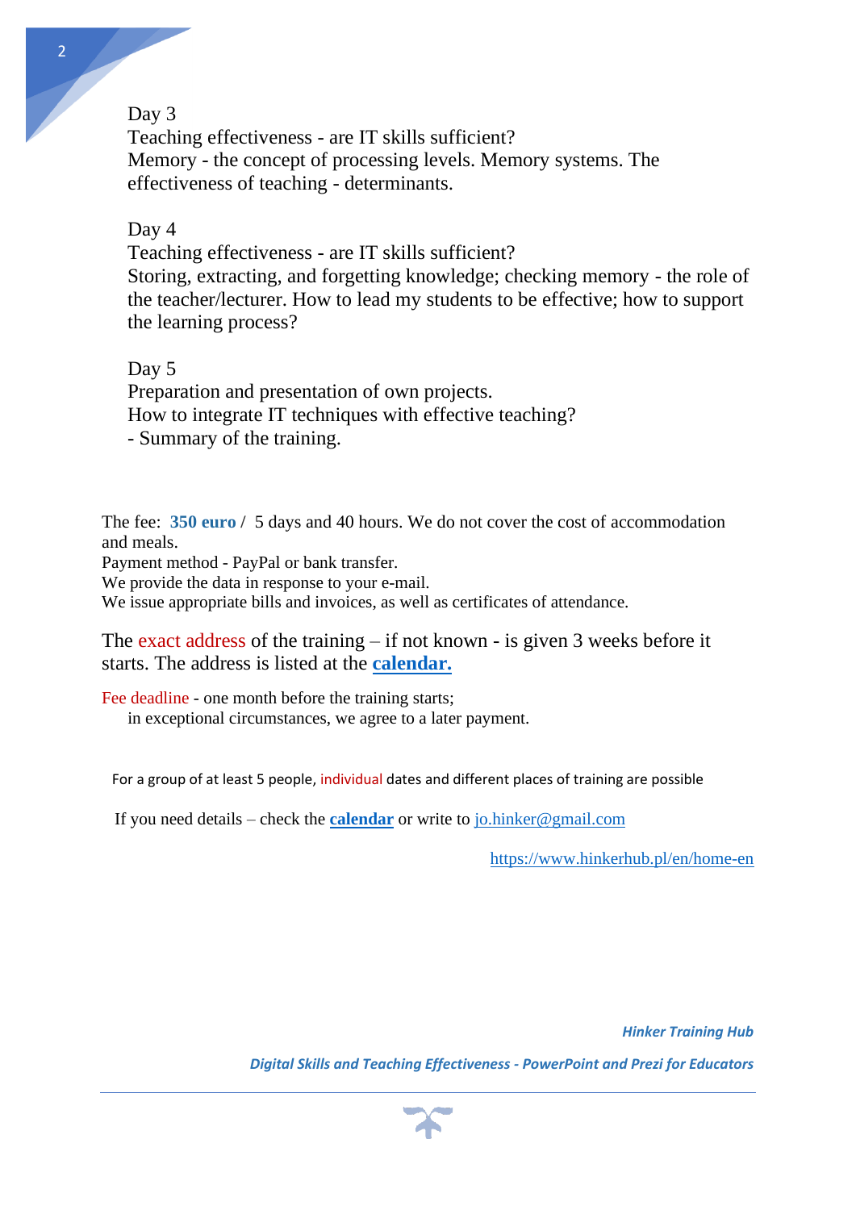Day 3
Teaching effectiveness - are IT skills sufficient?
Memory - the concept of processing levels. Memory systems. The effectiveness of teaching - determinants.

Day 4
Teaching effectiveness - are IT skills sufficient?
Storing, extracting, and forgetting knowledge; checking memory - the role of the teacher/lecturer. How to lead my students to be effective; how to support the learning process?

Day 5
Preparation and presentation of own projects.
How to integrate IT techniques with effective teaching?
- Summary of the training.

The fee: **350 euro** / 5 days and 40 hours. We do not cover the cost of accommodation and meals.
Payment method - PayPal or bank transfer.
We provide the data in response to your e-mail.
We issue appropriate bills and invoices, as well as certificates of attendance.

The exact address of the training – if not known - is given 3 weeks before it starts. The address is listed at the **calendar.**

Fee deadline - one month before the training starts;
in exceptional circumstances, we agree to a later payment.

For a group of at least 5 people, individual dates and different places of training are possible

If you need details – check the **calendar** or write to jo.hinker@gmail.com

https://www.hinkerhub.pl/en/home-en

***Hinker Training Hub***

***Digital Skills and Teaching Effectiveness - PowerPoint and Prezi for Educators***